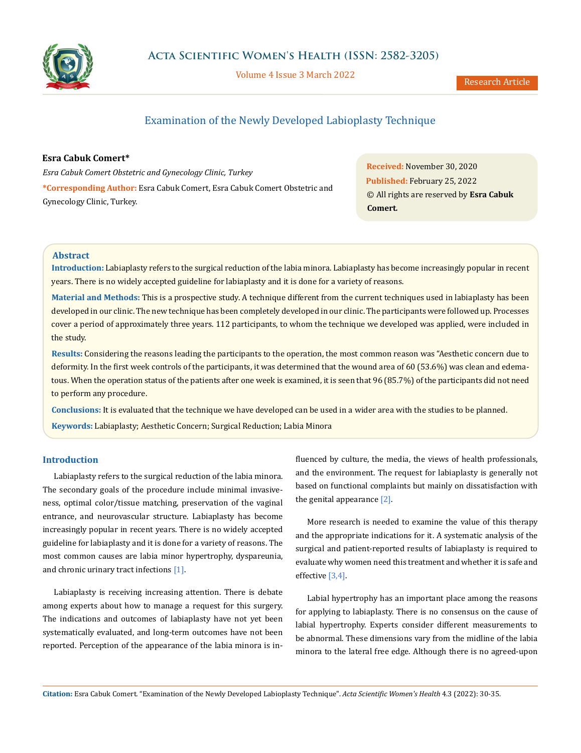# Examination of the Newly Developed Labioplasty Technique

**Esra Cabuk Comert***

*Esra Cabuk Comert Obstetric and Gynecology Clinic, Turkey*

***Corresponding Author:** Esra Cabuk Comert, Esra Cabuk Comert Obstetric and Gynecology Clinic, Turkey.

**Received:** November 30, 2020
**Published:** February 25, 2022
© All rights are reserved by **Esra Cabuk Comert.**

## Abstract

**Introduction:** Labiaplasty refers to the surgical reduction of the labia minora. Labiaplasty has become increasingly popular in recent years. There is no widely accepted guideline for labiaplasty and it is done for a variety of reasons.

**Material and Methods:** This is a prospective study. A technique different from the current techniques used in labiaplasty has been developed in our clinic. The new technique has been completely developed in our clinic. The participants were followed up. Processes cover a period of approximately three years. 112 participants, to whom the technique we developed was applied, were included in the study.

**Results:** Considering the reasons leading the participants to the operation, the most common reason was "Aesthetic concern due to deformity. In the first week controls of the participants, it was determined that the wound area of 60 (53.6%) was clean and edematous. When the operation status of the patients after one week is examined, it is seen that 96 (85.7%) of the participants did not need to perform any procedure.

**Conclusions:** It is evaluated that the technique we have developed can be used in a wider area with the studies to be planned.

**Keywords:** Labiaplasty; Aesthetic Concern; Surgical Reduction; Labia Minora

## Introduction

Labiaplasty refers to the surgical reduction of the labia minora. The secondary goals of the procedure include minimal invasiveness, optimal color/tissue matching, preservation of the vaginal entrance, and neurovascular structure. Labiaplasty has become increasingly popular in recent years. There is no widely accepted guideline for labiaplasty and it is done for a variety of reasons. The most common causes are labia minor hypertrophy, dyspareunia, and chronic urinary tract infections [1].

Labiaplasty is receiving increasing attention. There is debate among experts about how to manage a request for this surgery. The indications and outcomes of labiaplasty have not yet been systematically evaluated, and long-term outcomes have not been reported. Perception of the appearance of the labia minora is influenced by culture, the media, the views of health professionals, and the environment. The request for labiaplasty is generally not based on functional complaints but mainly on dissatisfaction with the genital appearance [2].

More research is needed to examine the value of this therapy and the appropriate indications for it. A systematic analysis of the surgical and patient-reported results of labiaplasty is required to evaluate why women need this treatment and whether it is safe and effective [3,4].

Labial hypertrophy has an important place among the reasons for applying to labiaplasty. There is no consensus on the cause of labial hypertrophy. Experts consider different measurements to be abnormal. These dimensions vary from the midline of the labia minora to the lateral free edge. Although there is no agreed-upon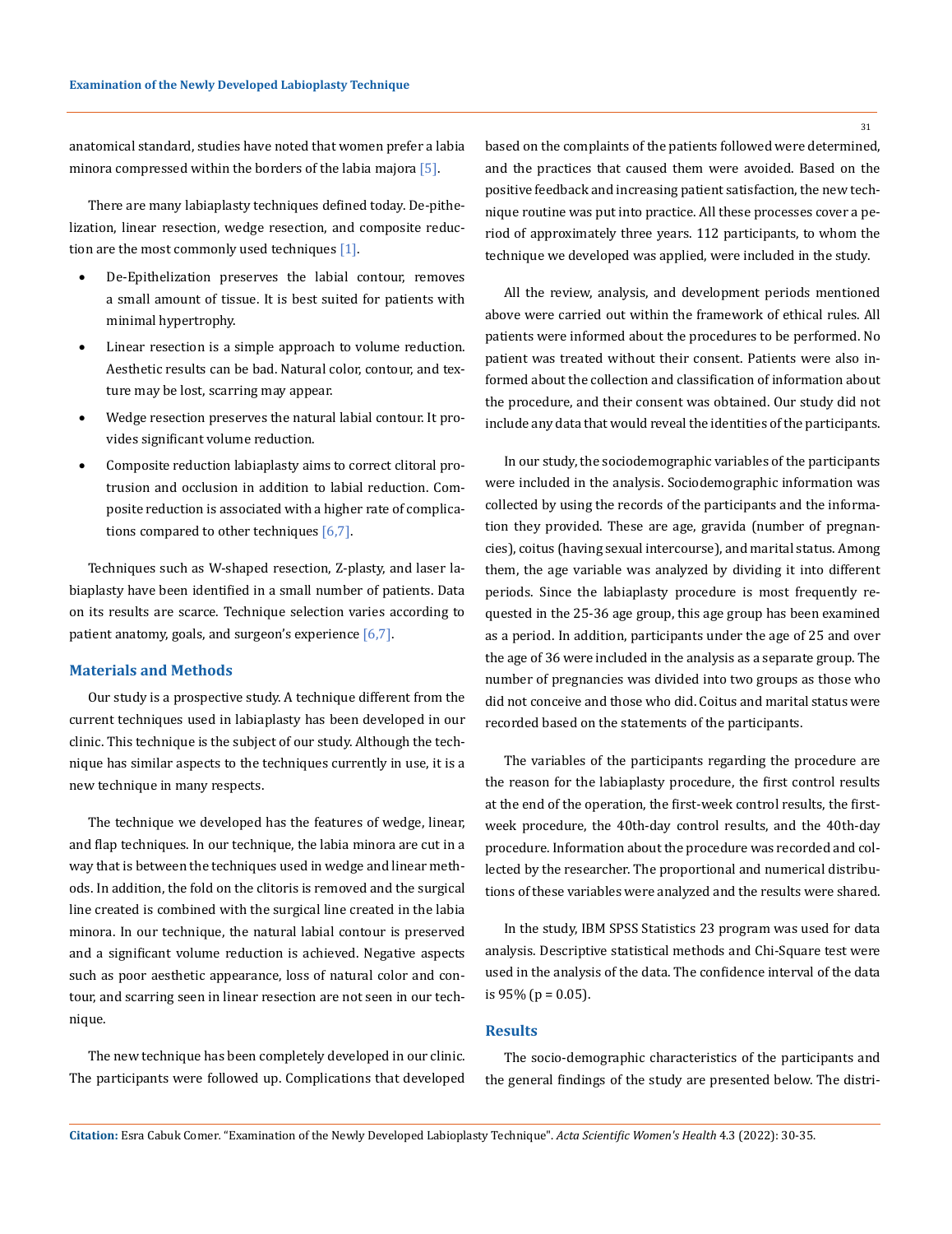anatomical standard, studies have noted that women prefer a labia minora compressed within the borders of the labia majora [5].

There are many labiaplasty techniques defined today. De-pithelization, linear resection, wedge resection, and composite reduction are the most commonly used techniques [1].

- De-Epithelization preserves the labial contour, removes a small amount of tissue. It is best suited for patients with minimal hypertrophy.
- Linear resection is a simple approach to volume reduction. Aesthetic results can be bad. Natural color, contour, and texture may be lost, scarring may appear.
- Wedge resection preserves the natural labial contour. It provides significant volume reduction.
- Composite reduction labiaplasty aims to correct clitoral protrusion and occlusion in addition to labial reduction. Composite reduction is associated with a higher rate of complications compared to other techniques [6,7].

Techniques such as W-shaped resection, Z-plasty, and laser labiaplasty have been identified in a small number of patients. Data on its results are scarce. Technique selection varies according to patient anatomy, goals, and surgeon's experience [6,7].

## Materials and Methods

Our study is a prospective study. A technique different from the current techniques used in labiaplasty has been developed in our clinic. This technique is the subject of our study. Although the technique has similar aspects to the techniques currently in use, it is a new technique in many respects.

The technique we developed has the features of wedge, linear, and flap techniques. In our technique, the labia minora are cut in a way that is between the techniques used in wedge and linear methods. In addition, the fold on the clitoris is removed and the surgical line created is combined with the surgical line created in the labia minora. In our technique, the natural labial contour is preserved and a significant volume reduction is achieved. Negative aspects such as poor aesthetic appearance, loss of natural color and contour, and scarring seen in linear resection are not seen in our technique.

The new technique has been completely developed in our clinic. The participants were followed up. Complications that developed based on the complaints of the patients followed were determined, and the practices that caused them were avoided. Based on the positive feedback and increasing patient satisfaction, the new technique routine was put into practice. All these processes cover a period of approximately three years. 112 participants, to whom the technique we developed was applied, were included in the study.

All the review, analysis, and development periods mentioned above were carried out within the framework of ethical rules. All patients were informed about the procedures to be performed. No patient was treated without their consent. Patients were also informed about the collection and classification of information about the procedure, and their consent was obtained. Our study did not include any data that would reveal the identities of the participants.

In our study, the sociodemographic variables of the participants were included in the analysis. Sociodemographic information was collected by using the records of the participants and the information they provided. These are age, gravida (number of pregnancies), coitus (having sexual intercourse), and marital status. Among them, the age variable was analyzed by dividing it into different periods. Since the labiaplasty procedure is most frequently requested in the 25-36 age group, this age group has been examined as a period. In addition, participants under the age of 25 and over the age of 36 were included in the analysis as a separate group. The number of pregnancies was divided into two groups as those who did not conceive and those who did. Coitus and marital status were recorded based on the statements of the participants.

The variables of the participants regarding the procedure are the reason for the labiaplasty procedure, the first control results at the end of the operation, the first-week control results, the first-week procedure, the 40th-day control results, and the 40th-day procedure. Information about the procedure was recorded and collected by the researcher. The proportional and numerical distributions of these variables were analyzed and the results were shared.

In the study, IBM SPSS Statistics 23 program was used for data analysis. Descriptive statistical methods and Chi-Square test were used in the analysis of the data. The confidence interval of the data is 95% ($p = 0.05$).

## Results

The socio-demographic characteristics of the participants and the general findings of the study are presented below. The distri-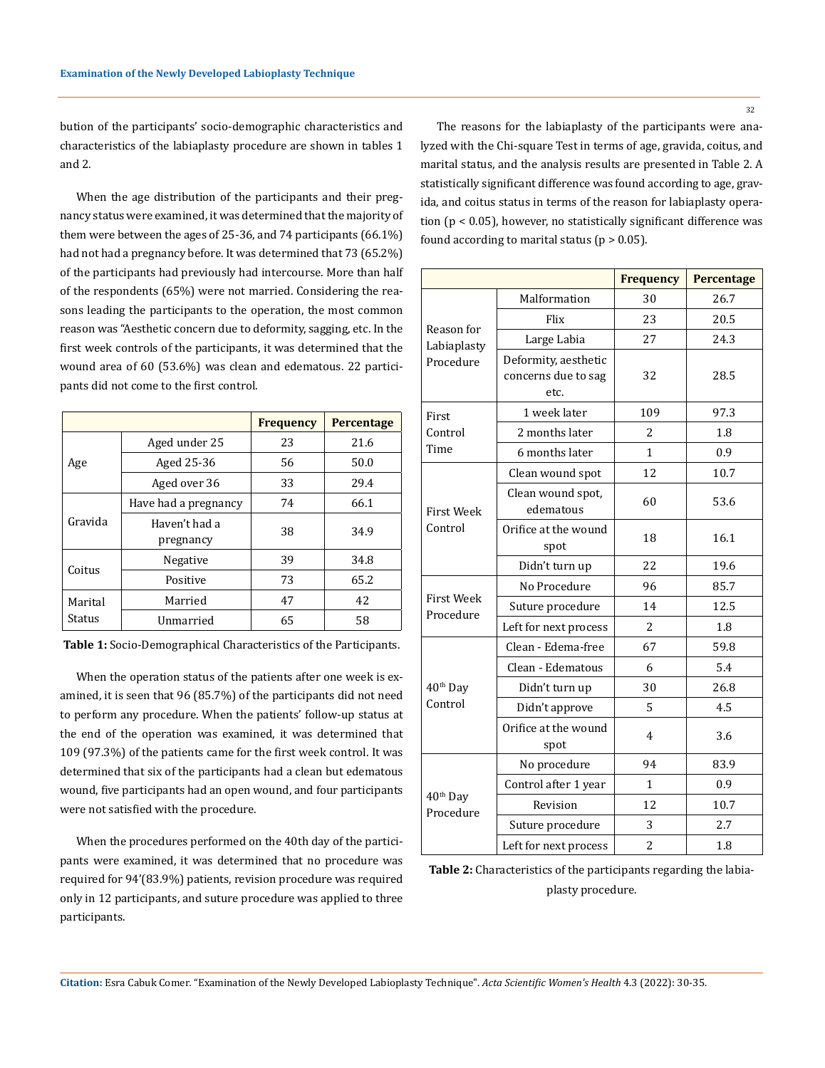bution of the participants' socio-demographic characteristics and characteristics of the labiaplasty procedure are shown in tables 1 and 2.

When the age distribution of the participants and their pregnancy status were examined, it was determined that the majority of them were between the ages of 25-36, and 74 participants (66.1%) had not had a pregnancy before. It was determined that 73 (65.2%) of the participants had previously had intercourse. More than half of the respondents (65%) were not married. Considering the reasons leading the participants to the operation, the most common reason was "Aesthetic concern due to deformity, sagging, etc. In the first week controls of the participants, it was determined that the wound area of 60 (53.6%) was clean and edematous. 22 participants did not come to the first control.

| | | Frequency | Percentage |
|---|---|---|---|
| Age | Aged under 25 | 23 | 21.6 |
| | Aged 25-36 | 56 | 50.0 |
| | Aged over 36 | 33 | 29.4 |
| Gravida | Have had a pregnancy | 74 | 66.1 |
| | Haven't had a pregnancy | 38 | 34.9 |
| Coitus | Negative | 39 | 34.8 |
| | Positive | 73 | 65.2 |
| Marital Status | Married | 47 | 42 |
| | Unmarried | 65 | 58 |

**Table 1:** Socio-Demographical Characteristics of the Participants.

When the operation status of the patients after one week is examined, it is seen that 96 (85.7%) of the participants did not need to perform any procedure. When the patients' follow-up status at the end of the operation was examined, it was determined that 109 (97.3%) of the patients came for the first week control. It was determined that six of the participants had a clean but edematous wound, five participants had an open wound, and four participants were not satisfied with the procedure.

When the procedures performed on the 40th day of the participants were examined, it was determined that no procedure was required for 94'(83.9%) patients, revision procedure was required only in 12 participants, and suture procedure was applied to three participants.

The reasons for the labiaplasty of the participants were analyzed with the Chi-square Test in terms of age, gravida, coitus, and marital status, and the analysis results are presented in Table 2. A statistically significant difference was found according to age, gravida, and coitus status in terms of the reason for labiaplasty operation ($p < 0.05$), however, no statistically significant difference was found according to marital status ($p > 0.05$).

| | | Frequency | Percentage |
|---|---|---|---|
| Reason for Labiaplasty Procedure | Malformation | 30 | 26.7 |
| | Flix | 23 | 20.5 |
| | Large Labia | 27 | 24.3 |
| | Deformity, aesthetic concerns due to sag etc. | 32 | 28.5 |
| First Control Time | 1 week later | 109 | 97.3 |
| | 2 months later | 2 | 1.8 |
| | 6 months later | 1 | 0.9 |
| First Week Control | Clean wound spot | 12 | 10.7 |
| | Clean wound spot, edematous | 60 | 53.6 |
| | Orifice at the wound spot | 18 | 16.1 |
| | Didn't turn up | 22 | 19.6 |
| First Week Procedure | No Procedure | 96 | 85.7 |
| | Suture procedure | 14 | 12.5 |
| | Left for next process | 2 | 1.8 |
| 40th Day Control | Clean - Edema-free | 67 | 59.8 |
| | Clean - Edematous | 6 | 5.4 |
| | Didn't turn up | 30 | 26.8 |
| | Didn't approve | 5 | 4.5 |
| | Orifice at the wound spot | 4 | 3.6 |
| 40th Day Procedure | No procedure | 94 | 83.9 |
| | Control after 1 year | 1 | 0.9 |
| | Revision | 12 | 10.7 |
| | Suture procedure | 3 | 2.7 |
| | Left for next process | 2 | 1.8 |

**Table 2:** Characteristics of the participants regarding the labiaplasty procedure.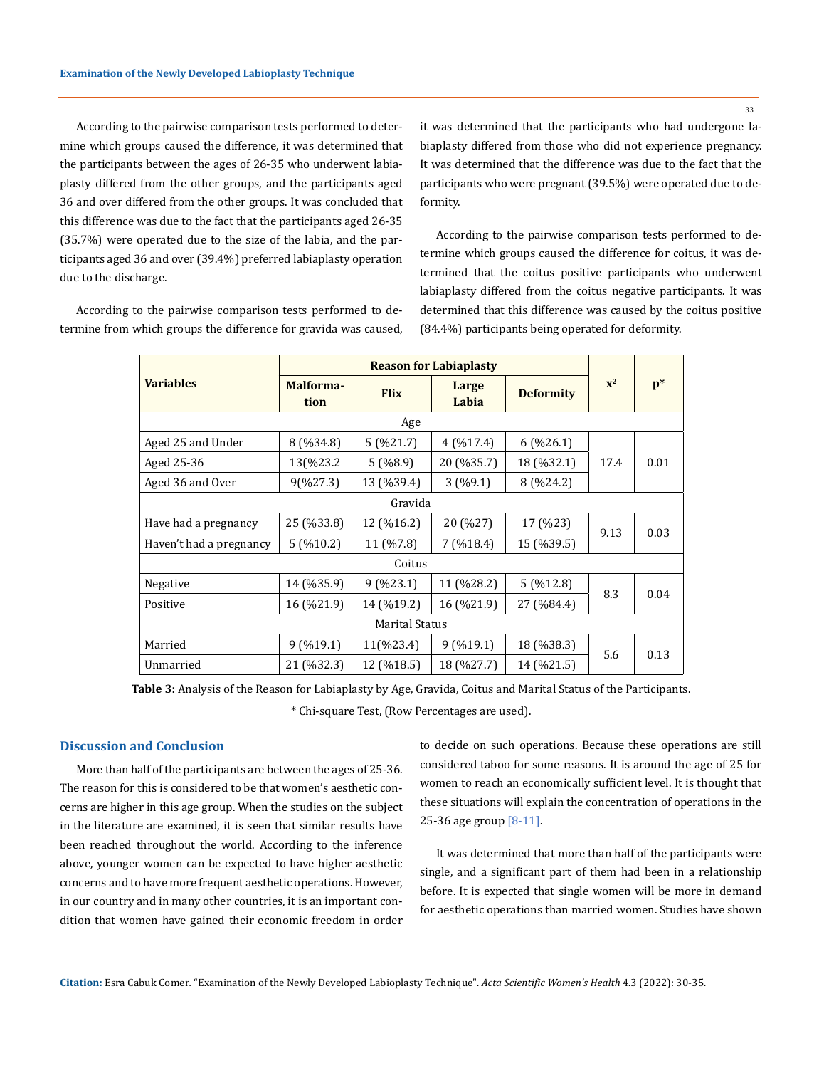According to the pairwise comparison tests performed to determine which groups caused the difference, it was determined that the participants between the ages of 26-35 who underwent labiaplasty differed from the other groups, and the participants aged 36 and over differed from the other groups. It was concluded that this difference was due to the fact that the participants aged 26-35 (35.7%) were operated due to the size of the labia, and the participants aged 36 and over (39.4%) preferred labiaplasty operation due to the discharge.

According to the pairwise comparison tests performed to determine from which groups the difference for gravida was caused, it was determined that the participants who had undergone labiaplasty differed from those who did not experience pregnancy. It was determined that the difference was due to the fact that the participants who were pregnant (39.5%) were operated due to deformity.

According to the pairwise comparison tests performed to determine which groups caused the difference for coitus, it was determined that the coitus positive participants who underwent labiaplasty differed from the coitus negative participants. It was determined that this difference was caused by the coitus positive (84.4%) participants being operated for deformity.

| Variables | Reason for Labiaplasty | | | | $x^2$ | p* |
|---|---|---|---|---|---|---|
| | Malformation | Flix | Large Labia | Deformity | | |
| Age | | | | | | |
| Aged 25 and Under | 8 (%34.8) | 5 (%21.7) | 4 (%17.4) | 6 (%26.1) | 17.4 | 0.01 |
| Aged 25-36 | 13(%23.2 | 5 (%8.9) | 20 (%35.7) | 18 (%32.1) | | |
| Aged 36 and Over | 9(%27.3) | 13 (%39.4) | 3 (%9.1) | 8 (%24.2) | | |
| Gravida | | | | | | |
| Have had a pregnancy | 25 (%33.8) | 12 (%16.2) | 20 (%27) | 17 (%23) | 9.13 | 0.03 |
| Haven't had a pregnancy | 5 (%10.2) | 11 (%7.8) | 7 (%18.4) | 15 (%39.5) | | |
| Coitus | | | | | | |
| Negative | 14 (%35.9) | 9 (%23.1) | 11 (%28.2) | 5 (%12.8) | 8.3 | 0.04 |
| Positive | 16 (%21.9) | 14 (%19.2) | 16 (%21.9) | 27 (%84.4) | | |
| Marital Status | | | | | | |
| Married | 9 (%19.1) | 11(%23.4) | 9 (%19.1) | 18 (%38.3) | 5.6 | 0.13 |
| Unmarried | 21 (%32.3) | 12 (%18.5) | 18 (%27.7) | 14 (%21.5) | | |

**Table 3:** Analysis of the Reason for Labiaplasty by Age, Gravida, Coitus and Marital Status of the Participants.

\* Chi-square Test, (Row Percentages are used).

## Discussion and Conclusion

More than half of the participants are between the ages of 25-36. The reason for this is considered to be that women's aesthetic concerns are higher in this age group. When the studies on the subject in the literature are examined, it is seen that similar results have been reached throughout the world. According to the inference above, younger women can be expected to have higher aesthetic concerns and to have more frequent aesthetic operations. However, in our country and in many other countries, it is an important condition that women have gained their economic freedom in order to decide on such operations. Because these operations are still considered taboo for some reasons. It is around the age of 25 for women to reach an economically sufficient level. It is thought that these situations will explain the concentration of operations in the 25-36 age group [8-11].

It was determined that more than half of the participants were single, and a significant part of them had been in a relationship before. It is expected that single women will be more in demand for aesthetic operations than married women. Studies have shown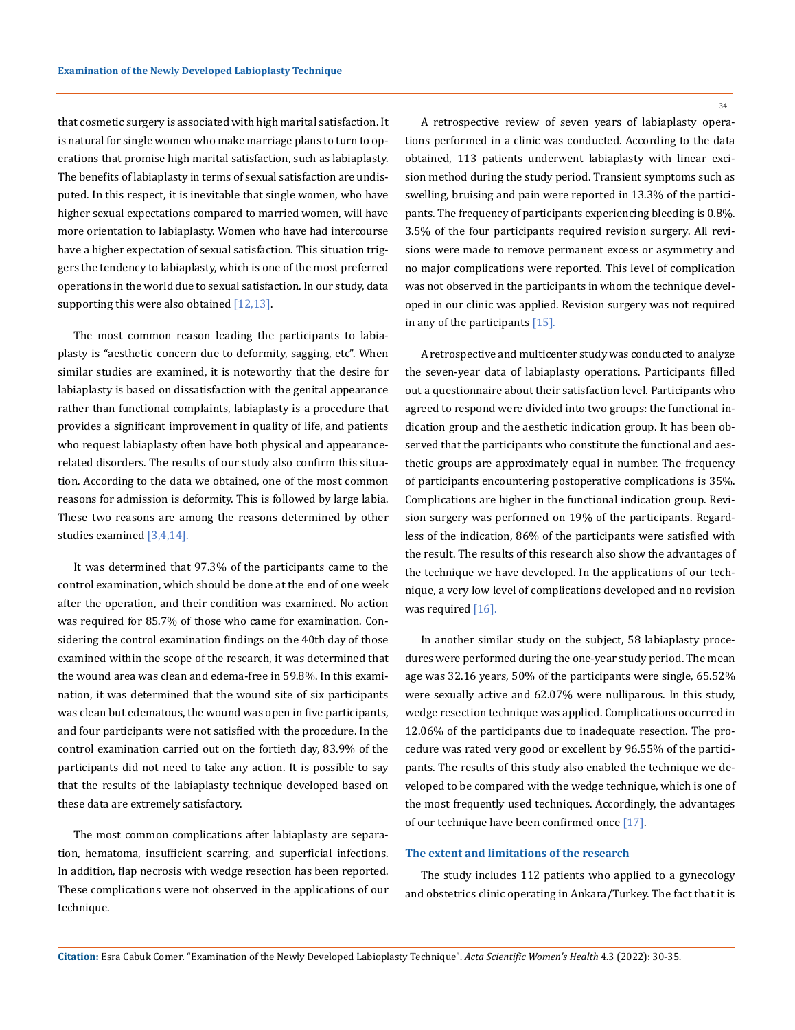that cosmetic surgery is associated with high marital satisfaction. It is natural for single women who make marriage plans to turn to operations that promise high marital satisfaction, such as labiaplasty. The benefits of labiaplasty in terms of sexual satisfaction are undisputed. In this respect, it is inevitable that single women, who have higher sexual expectations compared to married women, will have more orientation to labiaplasty. Women who have had intercourse have a higher expectation of sexual satisfaction. This situation triggers the tendency to labiaplasty, which is one of the most preferred operations in the world due to sexual satisfaction. In our study, data supporting this were also obtained [12,13].

The most common reason leading the participants to labiaplasty is "aesthetic concern due to deformity, sagging, etc". When similar studies are examined, it is noteworthy that the desire for labiaplasty is based on dissatisfaction with the genital appearance rather than functional complaints, labiaplasty is a procedure that provides a significant improvement in quality of life, and patients who request labiaplasty often have both physical and appearance-related disorders. The results of our study also confirm this situation. According to the data we obtained, one of the most common reasons for admission is deformity. This is followed by large labia. These two reasons are among the reasons determined by other studies examined [3,4,14].

It was determined that 97.3% of the participants came to the control examination, which should be done at the end of one week after the operation, and their condition was examined. No action was required for 85.7% of those who came for examination. Considering the control examination findings on the 40th day of those examined within the scope of the research, it was determined that the wound area was clean and edema-free in 59.8%. In this examination, it was determined that the wound site of six participants was clean but edematous, the wound was open in five participants, and four participants were not satisfied with the procedure. In the control examination carried out on the fortieth day, 83.9% of the participants did not need to take any action. It is possible to say that the results of the labiaplasty technique developed based on these data are extremely satisfactory.

The most common complications after labiaplasty are separation, hematoma, insufficient scarring, and superficial infections. In addition, flap necrosis with wedge resection has been reported. These complications were not observed in the applications of our technique.

A retrospective review of seven years of labiaplasty operations performed in a clinic was conducted. According to the data obtained, 113 patients underwent labiaplasty with linear excision method during the study period. Transient symptoms such as swelling, bruising and pain were reported in 13.3% of the participants. The frequency of participants experiencing bleeding is 0.8%. 3.5% of the four participants required revision surgery. All revisions were made to remove permanent excess or asymmetry and no major complications were reported. This level of complication was not observed in the participants in whom the technique developed in our clinic was applied. Revision surgery was not required in any of the participants [15].

A retrospective and multicenter study was conducted to analyze the seven-year data of labiaplasty operations. Participants filled out a questionnaire about their satisfaction level. Participants who agreed to respond were divided into two groups: the functional indication group and the aesthetic indication group. It has been observed that the participants who constitute the functional and aesthetic groups are approximately equal in number. The frequency of participants encountering postoperative complications is 35%. Complications are higher in the functional indication group. Revision surgery was performed on 19% of the participants. Regardless of the indication, 86% of the participants were satisfied with the result. The results of this research also show the advantages of the technique we have developed. In the applications of our technique, a very low level of complications developed and no revision was required [16].

In another similar study on the subject, 58 labiaplasty procedures were performed during the one-year study period. The mean age was 32.16 years, 50% of the participants were single, 65.52% were sexually active and 62.07% were nulliparous. In this study, wedge resection technique was applied. Complications occurred in 12.06% of the participants due to inadequate resection. The procedure was rated very good or excellent by 96.55% of the participants. The results of this study also enabled the technique we developed to be compared with the wedge technique, which is one of the most frequently used techniques. Accordingly, the advantages of our technique have been confirmed once [17].

### The extent and limitations of the research

The study includes 112 patients who applied to a gynecology and obstetrics clinic operating in Ankara/Turkey. The fact that it is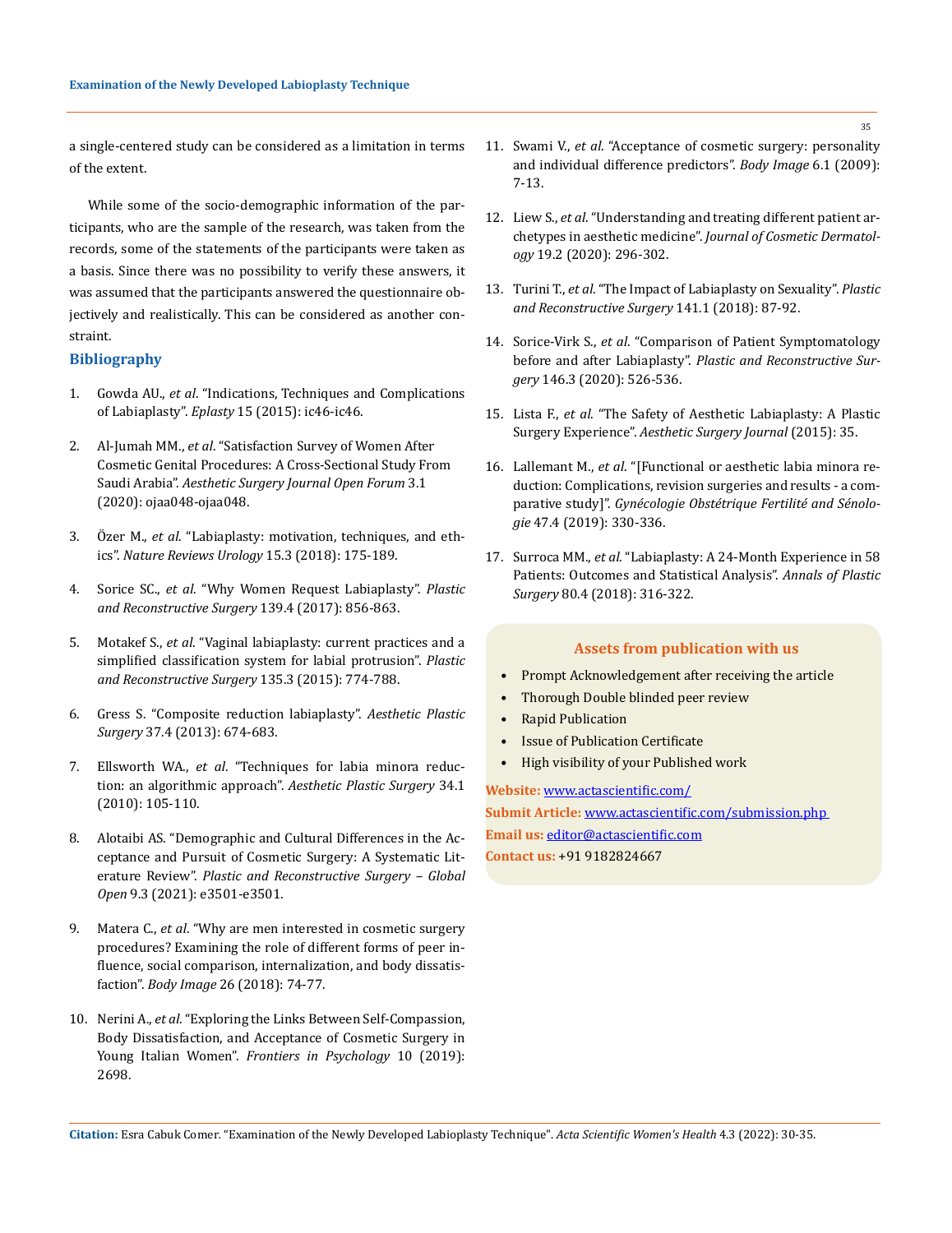a single-centered study can be considered as a limitation in terms of the extent.

While some of the socio-demographic information of the participants, who are the sample of the research, was taken from the records, some of the statements of the participants were taken as a basis. Since there was no possibility to verify these answers, it was assumed that the participants answered the questionnaire objectively and realistically. This can be considered as another constraint.

## Bibliography

1. Gowda AU., *et al*. "Indications, Techniques and Complications of Labiaplasty". *Eplasty* 15 (2015): ic46-ic46.
2. Al-Jumah MM., *et al*. "Satisfaction Survey of Women After Cosmetic Genital Procedures: A Cross-Sectional Study From Saudi Arabia". *Aesthetic Surgery Journal Open Forum* 3.1 (2020): ojaa048-ojaa048.
3. Özer M., *et al*. "Labiaplasty: motivation, techniques, and ethics". *Nature Reviews Urology* 15.3 (2018): 175-189.
4. Sorice SC., *et al*. "Why Women Request Labiaplasty". *Plastic and Reconstructive Surgery* 139.4 (2017): 856-863.
5. Motakef S., *et al*. "Vaginal labiaplasty: current practices and a simplified classification system for labial protrusion". *Plastic and Reconstructive Surgery* 135.3 (2015): 774-788.
6. Gress S. "Composite reduction labiaplasty". *Aesthetic Plastic Surgery* 37.4 (2013): 674-683.
7. Ellsworth WA., *et al*. "Techniques for labia minora reduction: an algorithmic approach". *Aesthetic Plastic Surgery* 34.1 (2010): 105-110.
8. Alotaibi AS. "Demographic and Cultural Differences in the Acceptance and Pursuit of Cosmetic Surgery: A Systematic Literature Review". *Plastic and Reconstructive Surgery – Global Open* 9.3 (2021): e3501-e3501.
9. Matera C., *et al*. "Why are men interested in cosmetic surgery procedures? Examining the role of different forms of peer influence, social comparison, internalization, and body dissatisfaction". *Body Image* 26 (2018): 74-77.
10. Nerini A., *et al*. "Exploring the Links Between Self-Compassion, Body Dissatisfaction, and Acceptance of Cosmetic Surgery in Young Italian Women". *Frontiers in Psychology* 10 (2019): 2698.
11. Swami V., *et al*. "Acceptance of cosmetic surgery: personality and individual difference predictors". *Body Image* 6.1 (2009): 7-13.
12. Liew S., *et al*. "Understanding and treating different patient archetypes in aesthetic medicine". *Journal of Cosmetic Dermatology* 19.2 (2020): 296-302.
13. Turini T., *et al*. "The Impact of Labiaplasty on Sexuality". *Plastic and Reconstructive Surgery* 141.1 (2018): 87-92.
14. Sorice-Virk S., *et al*. "Comparison of Patient Symptomatology before and after Labiaplasty". *Plastic and Reconstructive Surgery* 146.3 (2020): 526-536.
15. Lista F., *et al*. "The Safety of Aesthetic Labiaplasty: A Plastic Surgery Experience". *Aesthetic Surgery Journal* (2015): 35.
16. Lallemant M., *et al*. "[Functional or aesthetic labia minora reduction: Complications, revision surgeries and results - a comparative study]". *Gynécologie Obstétrique Fertilité and Sénologie* 47.4 (2019): 330-336.
17. Surroca MM., *et al*. "Labiaplasty: A 24-Month Experience in 58 Patients: Outcomes and Statistical Analysis". *Annals of Plastic Surgery* 80.4 (2018): 316-322.

**Assets from publication with us**

- Prompt Acknowledgement after receiving the article
- Thorough Double blinded peer review
- Rapid Publication
- Issue of Publication Certificate
- High visibility of your Published work

**Website:** www.actascientific.com/
**Submit Article:** www.actascientific.com/submission.php
**Email us:** editor@actascientific.com
**Contact us:** +91 9182824667